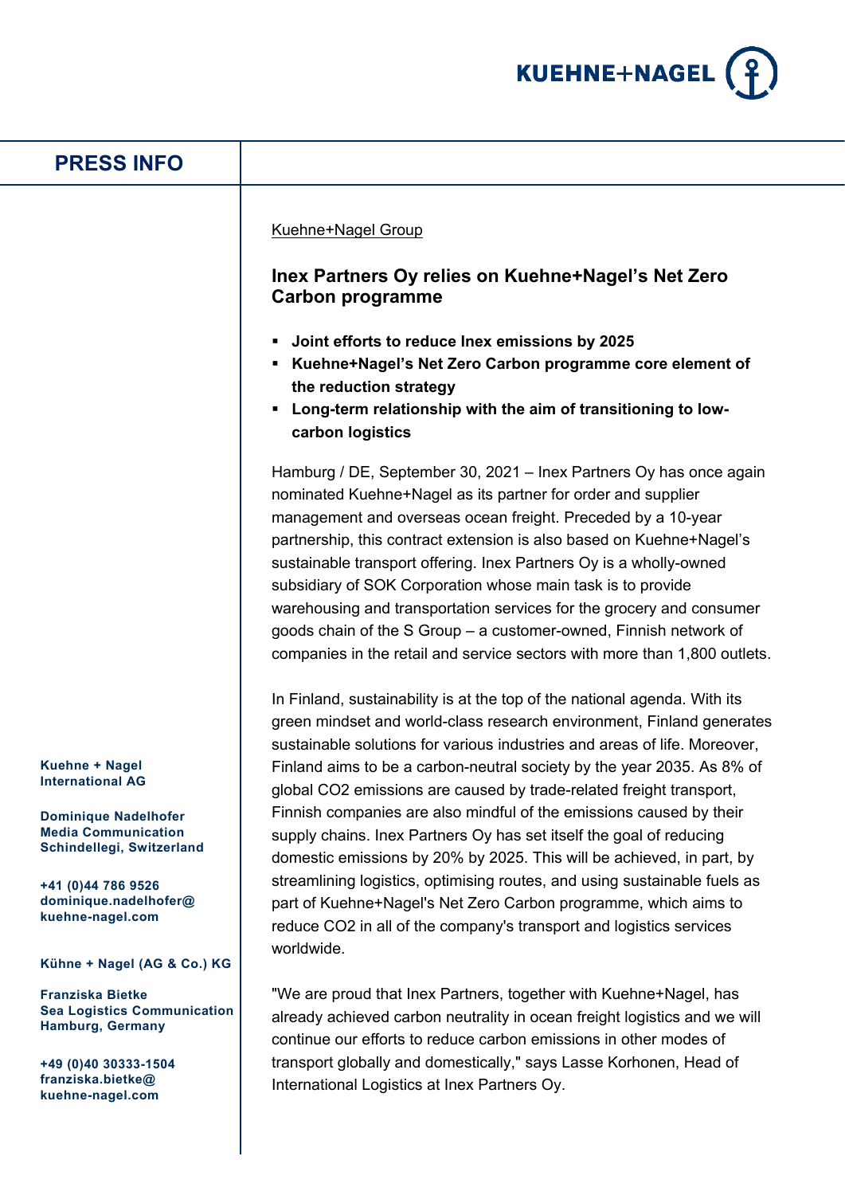# PRESS INFO

Kuehne+Nagel Group

## Inex Partners Oy relies on Kuehne+Nagel's Net Zero Carbon programme

- **Joint efforts to reduce Inex emissions by 2025**
- **Kuehne+Nagel's Net Zero Carbon programme core element of the reduction strategy**
- **Long-term relationship with the aim of transitioning to low-carbon logistics**

Hamburg / DE, September 30, 2021 – Inex Partners Oy has once again nominated Kuehne+Nagel as its partner for order and supplier management and overseas ocean freight. Preceded by a 10-year partnership, this contract extension is also based on Kuehne+Nagel's sustainable transport offering. Inex Partners Oy is a wholly-owned subsidiary of SOK Corporation whose main task is to provide warehousing and transportation services for the grocery and consumer goods chain of the S Group – a customer-owned, Finnish network of companies in the retail and service sectors with more than 1,800 outlets.

In Finland, sustainability is at the top of the national agenda. With its green mindset and world-class research environment, Finland generates sustainable solutions for various industries and areas of life. Moreover, Finland aims to be a carbon-neutral society by the year 2035. As 8% of global $CO_2$ emissions are caused by trade-related freight transport, Finnish companies are also mindful of the emissions caused by their supply chains. Inex Partners Oy has set itself the goal of reducing domestic emissions by 20% by 2025. This will be achieved, in part, by streamlining logistics, optimising routes, and using sustainable fuels as part of Kuehne+Nagel's Net Zero Carbon programme, which aims to reduce $CO_2$ in all of the company's transport and logistics services worldwide.

"We are proud that Inex Partners, together with Kuehne+Nagel, has already achieved carbon neutrality in ocean freight logistics and we will continue our efforts to reduce carbon emissions in other modes of transport globally and domestically," says Lasse Korhonen, Head of International Logistics at Inex Partners Oy.

**Kuehne + Nagel International AG**

**Dominique Nadelhofer**
**Media Communication**
**Schindellegi, Switzerland**

**+41 (0)44 786 9526**
**dominique.nadelhofer@kuehne-nagel.com**

**Kühne + Nagel (AG & Co.) KG**

**Franziska Bietke**
**Sea Logistics Communication**
**Hamburg, Germany**

**+49 (0)40 30333-1504**
**franziska.bietke@kuehne-nagel.com**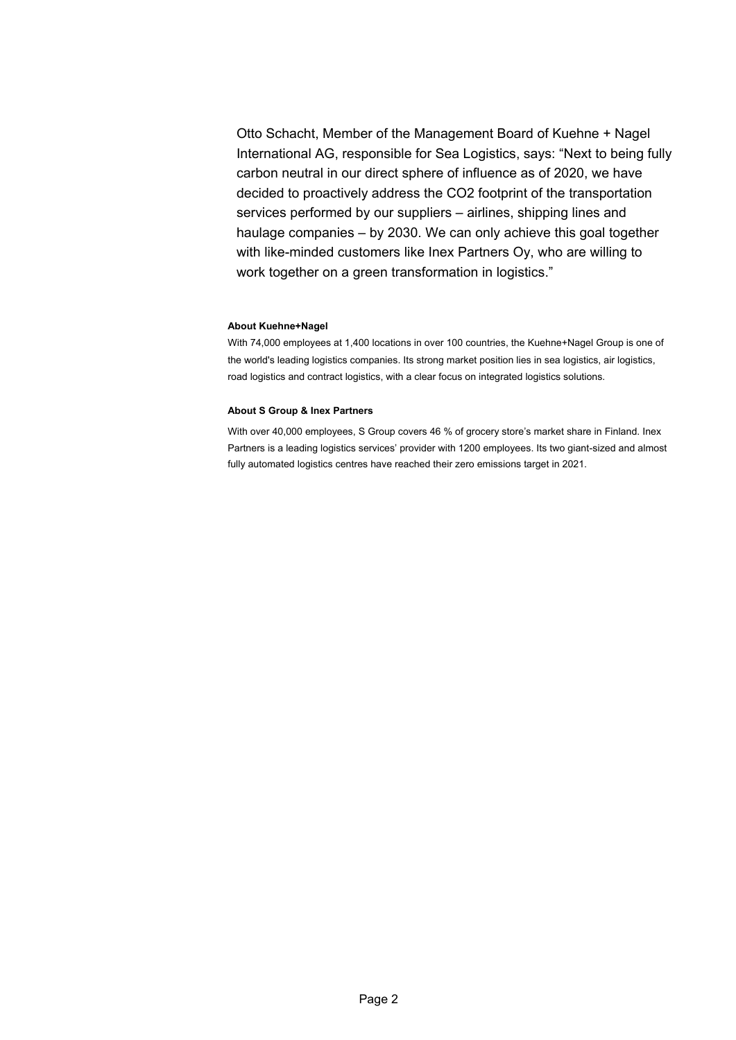Otto Schacht, Member of the Management Board of Kuehne + Nagel International AG, responsible for Sea Logistics, says: “Next to being fully carbon neutral in our direct sphere of influence as of 2020, we have decided to proactively address the $CO_2$ footprint of the transportation services performed by our suppliers – airlines, shipping lines and haulage companies – by 2030. We can only achieve this goal together with like-minded customers like Inex Partners Oy, who are willing to work together on a green transformation in logistics.”

**About Kuehne+Nagel**

With 74,000 employees at 1,400 locations in over 100 countries, the Kuehne+Nagel Group is one of the world's leading logistics companies. Its strong market position lies in sea logistics, air logistics, road logistics and contract logistics, with a clear focus on integrated logistics solutions.

**About S Group & Inex Partners**

With over 40,000 employees, S Group covers 46 % of grocery store’s market share in Finland. Inex Partners is a leading logistics services’ provider with 1200 employees. Its two giant-sized and almost fully automated logistics centres have reached their zero emissions target in 2021.